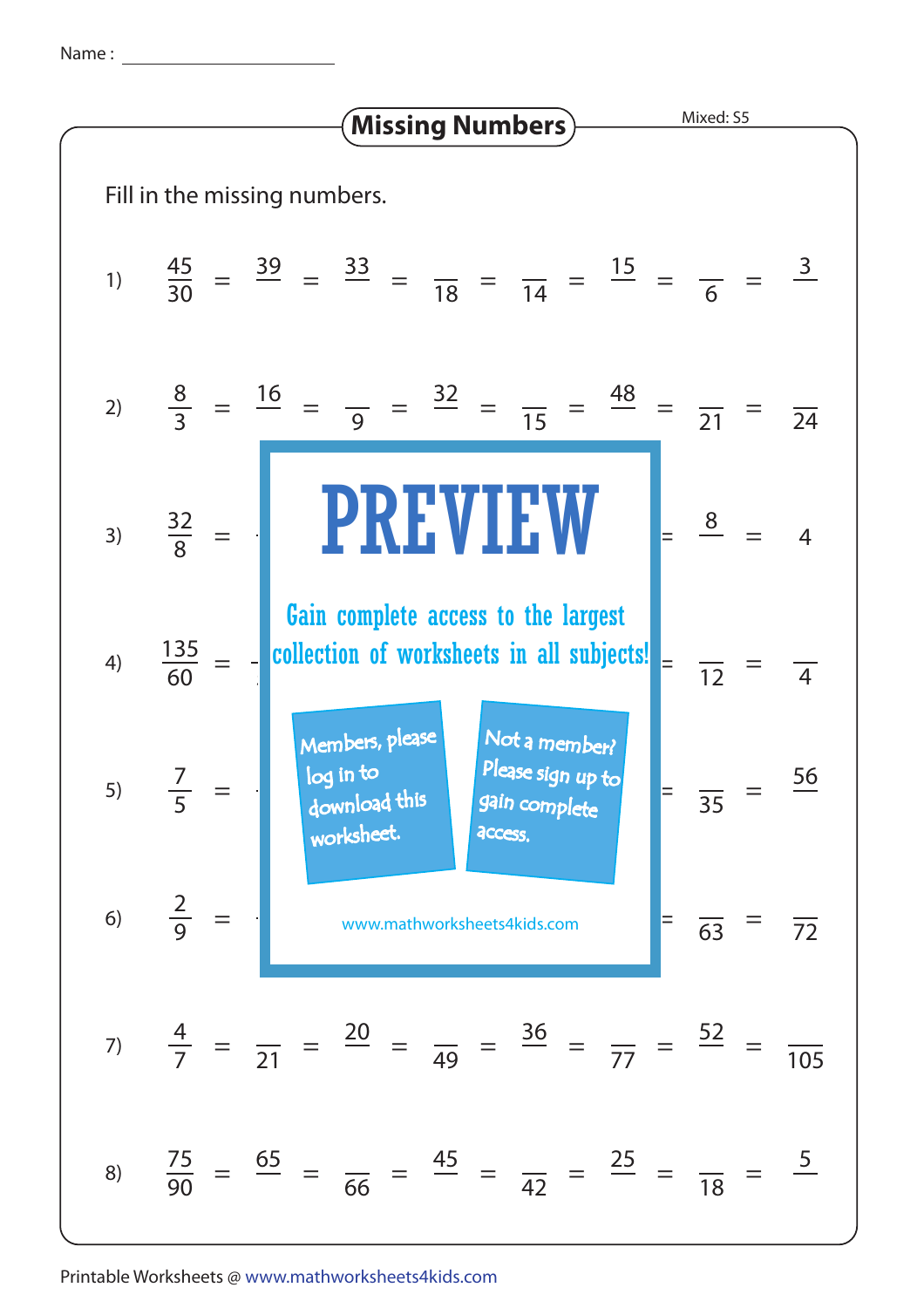Name : ____________________

# Missing Numbers

Mixed: S5

Fill in the missing numbers.

1) $\frac{45}{30} = \frac{39}{\quad} = \frac{33}{\quad} = \frac{\quad}{18} = \frac{\quad}{14} = \frac{15}{\quad} = \frac{\quad}{6} = \frac{3}{\quad}$

2) $\frac{8}{3} = \frac{16}{\quad} = \frac{\quad}{9} = \frac{32}{\quad} = \frac{\quad}{15} = \frac{48}{\quad} = \frac{\quad}{21} = \frac{\quad}{24}$

3) $\frac{32}{8} = \ldots = \frac{8}{\quad} = 4$

4) $\frac{135}{60} = \ldots = \frac{\quad}{12} = \frac{\quad}{4}$

5) $\frac{7}{5} = \ldots = \frac{\quad}{35} = \frac{56}{\quad}$

6) $\frac{2}{9} = \ldots = \frac{\quad}{63} = \frac{\quad}{72}$

PREVIEW

Gain complete access to the largest collection of worksheets in all subjects!

Members, please log in to download this worksheet.

Not a member? Please sign up to gain complete access.

www.mathworksheets4kids.com

7) $\frac{4}{7} = \frac{\quad}{21} = \frac{20}{\quad} = \frac{\quad}{49} = \frac{36}{\quad} = \frac{\quad}{77} = \frac{52}{\quad} = \frac{\quad}{105}$

8) $\frac{75}{90} = \frac{65}{\quad} = \frac{\quad}{66} = \frac{45}{\quad} = \frac{\quad}{42} = \frac{25}{\quad} = \frac{\quad}{18} = \frac{5}{\quad}$

Printable Worksheets @ www.mathworksheets4kids.com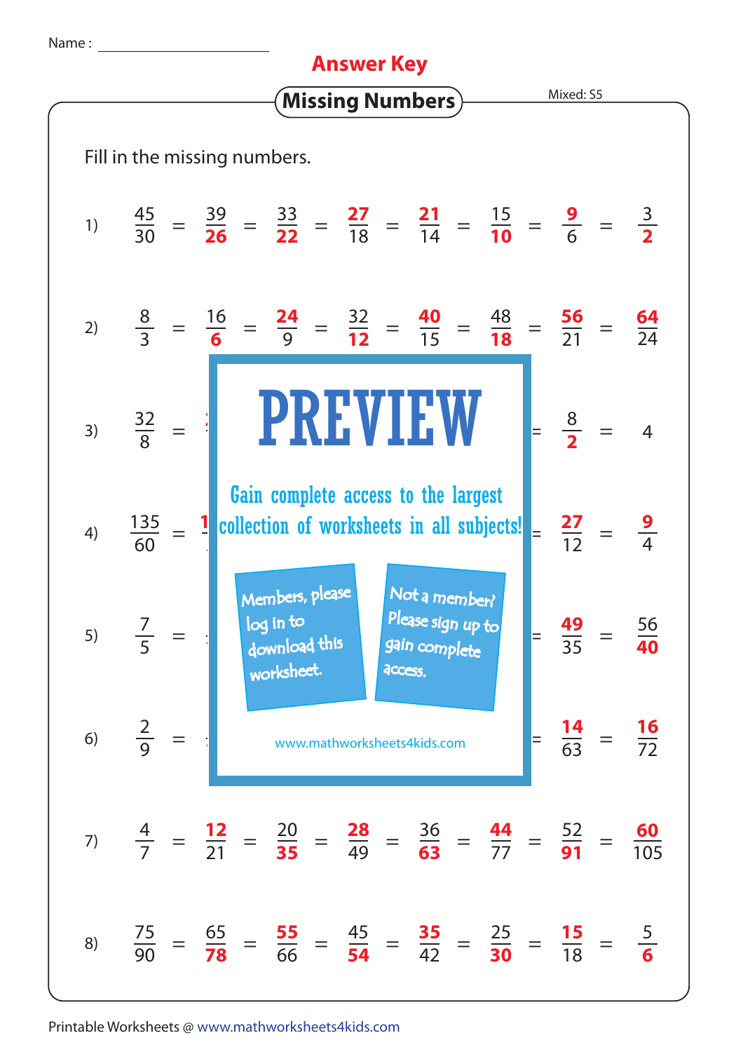Name : ____________________

**Answer Key**

## Missing Numbers

Mixed: S5

Fill in the missing numbers.

1) $\frac{45}{30} = \frac{39}{26} = \frac{33}{22} = \frac{27}{18} = \frac{21}{14} = \frac{15}{10} = \frac{9}{6} = \frac{3}{2}$

2) $\frac{8}{3} = \frac{16}{6} = \frac{24}{9} = \frac{32}{12} = \frac{40}{15} = \frac{48}{18} = \frac{56}{21} = \frac{64}{24}$

3) $\frac{32}{8} = \ldots = \frac{8}{2} = 4$

4) $\frac{135}{60} = \ldots = \frac{27}{12} = \frac{9}{4}$

5) $\frac{7}{5} = \ldots = \frac{49}{35} = \frac{56}{40}$

6) $\frac{2}{9} = \ldots = \frac{14}{63} = \frac{16}{72}$

PREVIEW

Gain complete access to the largest collection of worksheets in all subjects!

Members, please log in to download this worksheet.

Not a member? Please sign up to gain complete access.

www.mathworksheets4kids.com

7) $\frac{4}{7} = \frac{12}{21} = \frac{20}{35} = \frac{28}{49} = \frac{36}{63} = \frac{44}{77} = \frac{52}{91} = \frac{60}{105}$

8) $\frac{75}{90} = \frac{65}{78} = \frac{55}{66} = \frac{45}{54} = \frac{35}{42} = \frac{25}{30} = \frac{15}{18} = \frac{5}{6}$

Printable Worksheets @ www.mathworksheets4kids.com